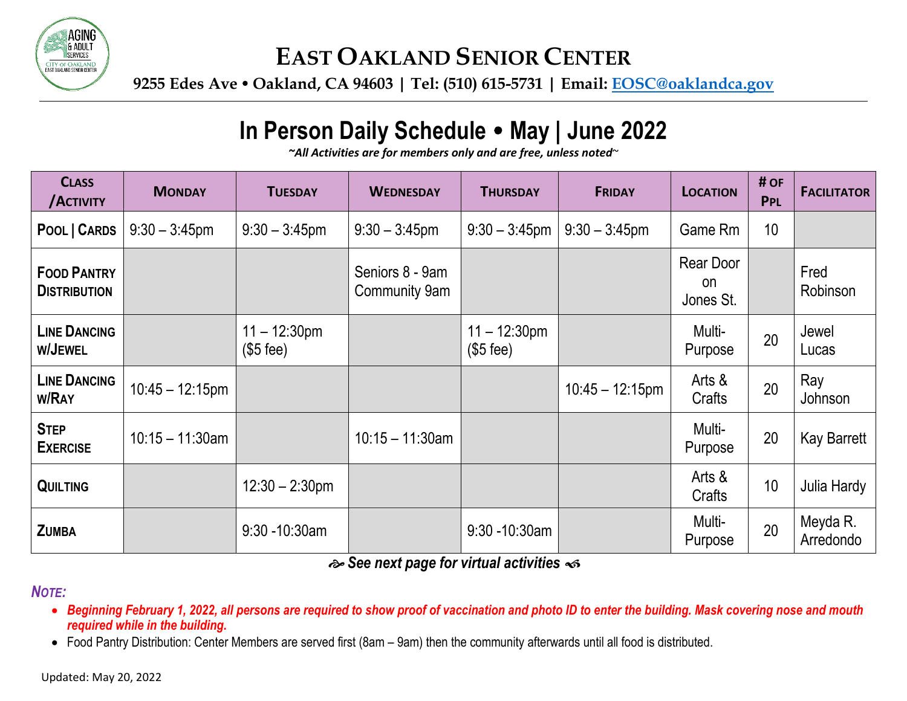# EAST OAKLAND SENIOR CENTER

**9255 Edes Ave • Oakland, CA 94603 | Tel: (510) 615-5731 | Email: EOSC@oaklandca.gov**

## In Person Daily Schedule • May | June 2022

*~All Activities are for members only and are free, unless noted~*

| CLASS /ACTIVITY | MONDAY | TUESDAY | WEDNESDAY | THURSDAY | FRIDAY | LOCATION | # OF PPL | FACILITATOR |
|---|---|---|---|---|---|---|---|---|
| **POOL \| CARDS** | 9:30 – 3:45pm | 9:30 – 3:45pm | 9:30 – 3:45pm | 9:30 – 3:45pm | 9:30 – 3:45pm | Game Rm | 10 | |
| **FOOD PANTRY DISTRIBUTION** | | | Seniors 8 - 9am Community 9am | | | Rear Door on Jones St. | | Fred Robinson |
| **LINE DANCING W/JEWEL** | | 11 – 12:30pm ($5 fee) | | 11 – 12:30pm ($5 fee) | | Multi-Purpose | 20 | Jewel Lucas |
| **LINE DANCING W/RAY** | 10:45 – 12:15pm | | | | 10:45 – 12:15pm | Arts & Crafts | 20 | Ray Johnson |
| **STEP EXERCISE** | 10:15 – 11:30am | | 10:15 – 11:30am | | | Multi-Purpose | 20 | Kay Barrett |
| **QUILTING** | | 12:30 – 2:30pm | | | | Arts & Crafts | 10 | Julia Hardy |
| **ZUMBA** | | 9:30 -10:30am | | 9:30 -10:30am | | Multi-Purpose | 20 | Meyda R. Arredondo |

***See next page for virtual activities***

***NOTE:***

- ***Beginning February 1, 2022, all persons are required to show proof of vaccination and photo ID to enter the building. Mask covering nose and mouth required while in the building.***
- Food Pantry Distribution: Center Members are served first (8am – 9am) then the community afterwards until all food is distributed.

Updated: May 20, 2022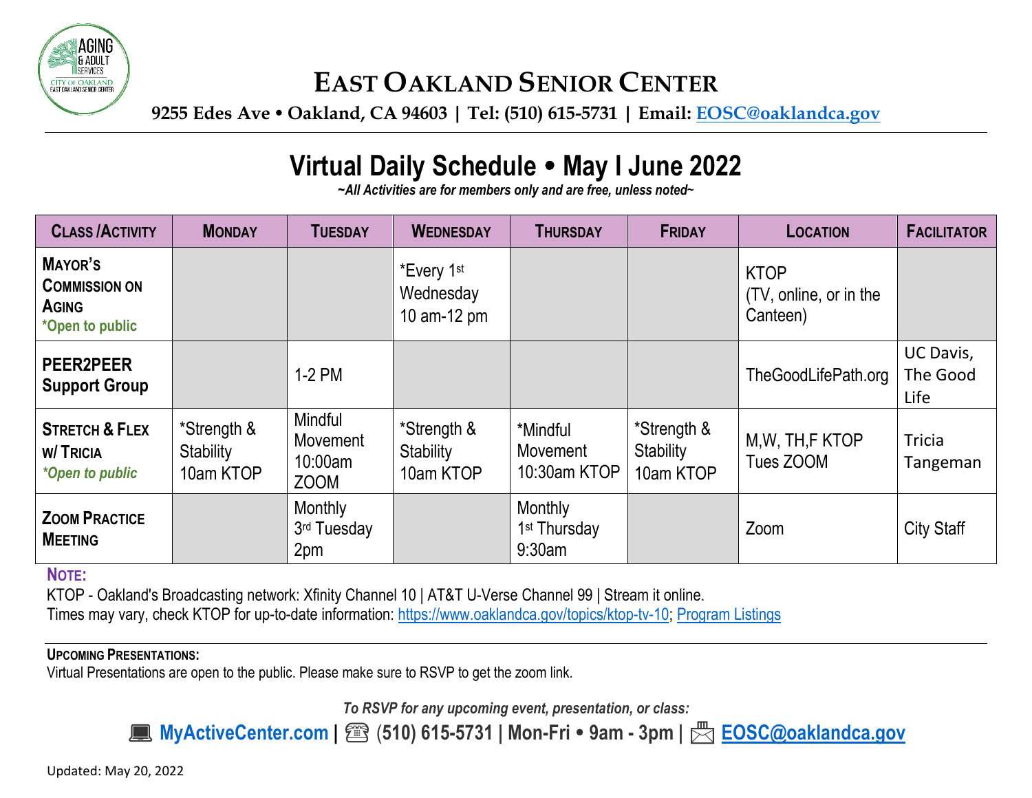# East Oakland Senior Center

**9255 Edes Ave • Oakland, CA 94603 | Tel: (510) 615-5731 | Email: EOSC@oaklandca.gov**

## Virtual Daily Schedule • May I June 2022

*~All Activities are for members only and are free, unless noted~*

| Class /Activity | Monday | Tuesday | Wednesday | Thursday | Friday | Location | Facilitator |
|---|---|---|---|---|---|---|---|
| **Mayor's Commission on Aging** *Open to public | | | *Every 1st Wednesday 10 am-12 pm | | | KTOP (TV, online, or in the Canteen) | |
| **PEER2PEER Support Group** | | 1-2 PM | | | | TheGoodLifePath.org | UC Davis, The Good Life |
| **Stretch & Flex w/ Tricia** *\*Open to public* | *Strength & Stability 10am KTOP | Mindful Movement 10:00am ZOOM | *Strength & Stability 10am KTOP | *Mindful Movement 10:30am KTOP | *Strength & Stability 10am KTOP | M,W, TH,F KTOP Tues ZOOM | Tricia Tangeman |
| **Zoom Practice Meeting** | | Monthly 3rd Tuesday 2pm | | Monthly 1st Thursday 9:30am | | Zoom | City Staff |

**Note:**

KTOP - Oakland's Broadcasting network: Xfinity Channel 10 | AT&T U-Verse Channel 99 | Stream it online.
Times may vary, check KTOP for up-to-date information: https://www.oaklandca.gov/topics/ktop-tv-10; Program Listings

**Upcoming Presentations:**

Virtual Presentations are open to the public. Please make sure to RSVP to get the zoom link.

*To RSVP for any upcoming event, presentation, or class:*

**MyActiveCenter.com | (510) 615-5731 | Mon-Fri • 9am - 3pm | EOSC@oaklandca.gov**

Updated: May 20, 2022